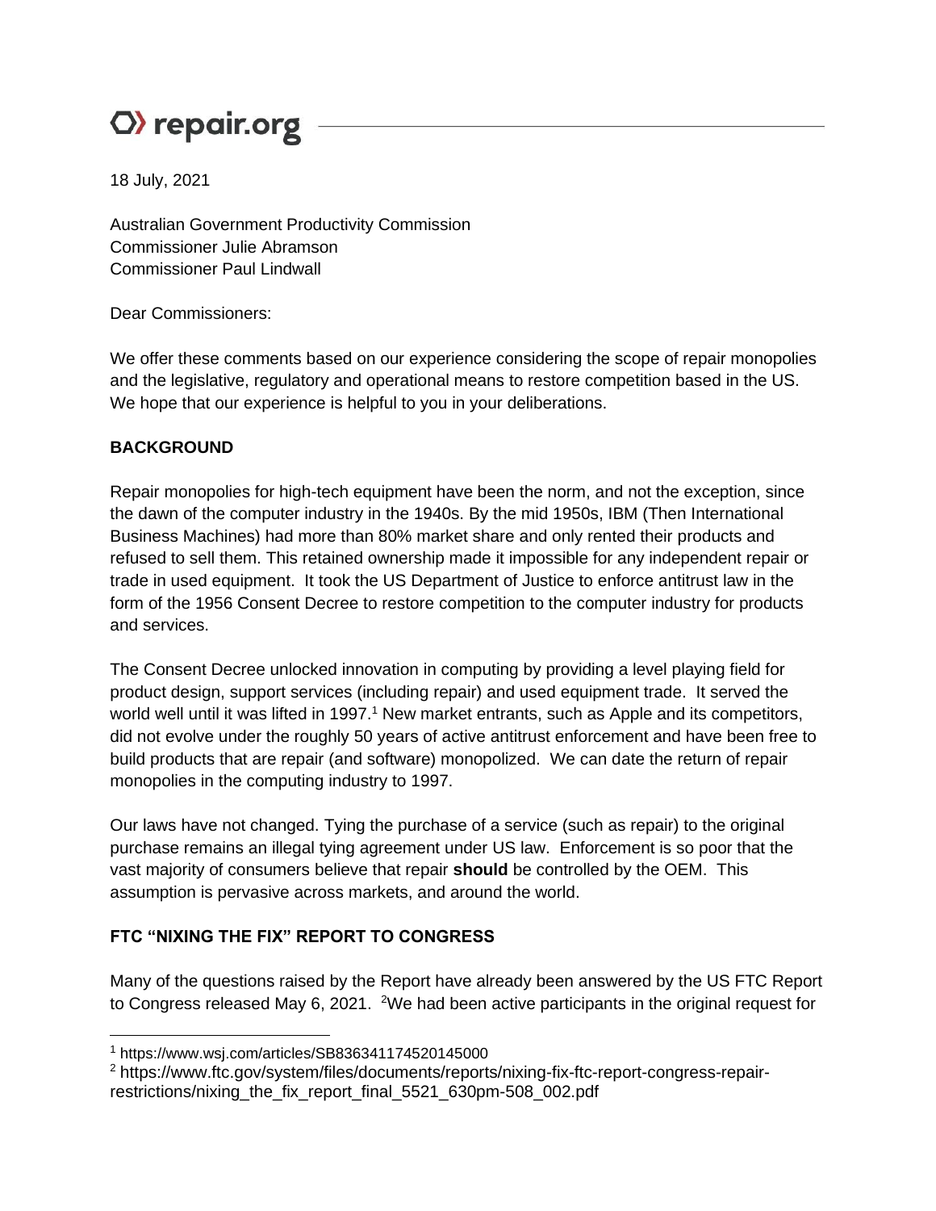repair.org

18 July, 2021

Australian Government Productivity Commission
Commissioner Julie Abramson
Commissioner Paul Lindwall

Dear Commissioners:

We offer these comments based on our experience considering the scope of repair monopolies and the legislative, regulatory and operational means to restore competition based in the US. We hope that our experience is helpful to you in your deliberations.

## BACKGROUND

Repair monopolies for high-tech equipment have been the norm, and not the exception, since the dawn of the computer industry in the 1940s. By the mid 1950s, IBM (Then International Business Machines) had more than 80% market share and only rented their products and refused to sell them. This retained ownership made it impossible for any independent repair or trade in used equipment. It took the US Department of Justice to enforce antitrust law in the form of the 1956 Consent Decree to restore competition to the computer industry for products and services.

The Consent Decree unlocked innovation in computing by providing a level playing field for product design, support services (including repair) and used equipment trade. It served the world well until it was lifted in 1997.[1] New market entrants, such as Apple and its competitors, did not evolve under the roughly 50 years of active antitrust enforcement and have been free to build products that are repair (and software) monopolized. We can date the return of repair monopolies in the computing industry to 1997.

Our laws have not changed. Tying the purchase of a service (such as repair) to the original purchase remains an illegal tying agreement under US law. Enforcement is so poor that the vast majority of consumers believe that repair **should** be controlled by the OEM. This assumption is pervasive across markets, and around the world.

## FTC "NIXING THE FIX" REPORT TO CONGRESS

Many of the questions raised by the Report have already been answered by the US FTC Report to Congress released May 6, 2021. [2]We had been active participants in the original request for

[1] https://www.wsj.com/articles/SB836341174520145000

[2] https://www.ftc.gov/system/files/documents/reports/nixing-fix-ftc-report-congress-repair-restrictions/nixing_the_fix_report_final_5521_630pm-508_002.pdf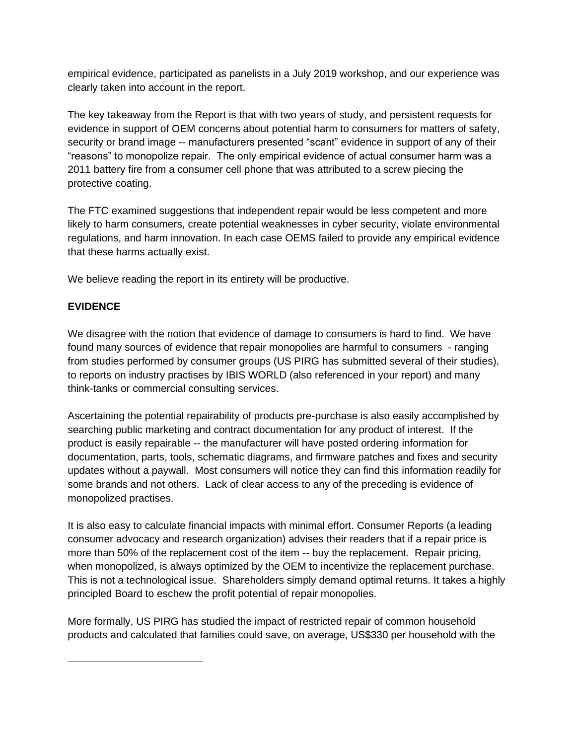empirical evidence, participated as panelists in a July 2019 workshop, and our experience was clearly taken into account in the report.

The key takeaway from the Report is that with two years of study, and persistent requests for evidence in support of OEM concerns about potential harm to consumers for matters of safety, security or brand image -- manufacturers presented "scant" evidence in support of any of their "reasons" to monopolize repair. The only empirical evidence of actual consumer harm was a 2011 battery fire from a consumer cell phone that was attributed to a screw piecing the protective coating.

The FTC examined suggestions that independent repair would be less competent and more likely to harm consumers, create potential weaknesses in cyber security, violate environmental regulations, and harm innovation. In each case OEMS failed to provide any empirical evidence that these harms actually exist.

We believe reading the report in its entirety will be productive.

**EVIDENCE**

We disagree with the notion that evidence of damage to consumers is hard to find. We have found many sources of evidence that repair monopolies are harmful to consumers - ranging from studies performed by consumer groups (US PIRG has submitted several of their studies), to reports on industry practises by IBIS WORLD (also referenced in your report) and many think-tanks or commercial consulting services.

Ascertaining the potential repairability of products pre-purchase is also easily accomplished by searching public marketing and contract documentation for any product of interest. If the product is easily repairable -- the manufacturer will have posted ordering information for documentation, parts, tools, schematic diagrams, and firmware patches and fixes and security updates without a paywall. Most consumers will notice they can find this information readily for some brands and not others. Lack of clear access to any of the preceding is evidence of monopolized practises.

It is also easy to calculate financial impacts with minimal effort. Consumer Reports (a leading consumer advocacy and research organization) advises their readers that if a repair price is more than 50% of the replacement cost of the item -- buy the replacement. Repair pricing, when monopolized, is always optimized by the OEM to incentivize the replacement purchase. This is not a technological issue. Shareholders simply demand optimal returns. It takes a highly principled Board to eschew the profit potential of repair monopolies.

More formally, US PIRG has studied the impact of restricted repair of common household products and calculated that families could save, on average, US$330 per household with the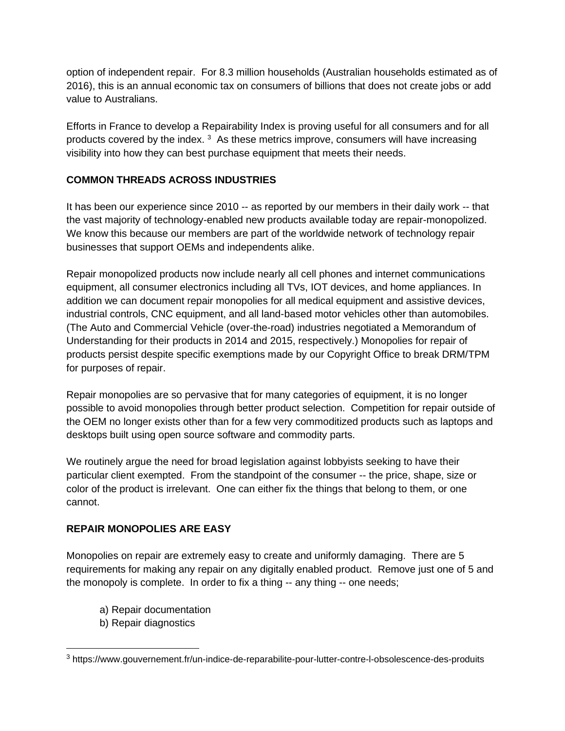option of independent repair. For 8.3 million households (Australian households estimated as of 2016), this is an annual economic tax on consumers of billions that does not create jobs or add value to Australians.

Efforts in France to develop a Repairability Index is proving useful for all consumers and for all products covered by the index. [3] As these metrics improve, consumers will have increasing visibility into how they can best purchase equipment that meets their needs.

**COMMON THREADS ACROSS INDUSTRIES**

It has been our experience since 2010 -- as reported by our members in their daily work -- that the vast majority of technology-enabled new products available today are repair-monopolized. We know this because our members are part of the worldwide network of technology repair businesses that support OEMs and independents alike.

Repair monopolized products now include nearly all cell phones and internet communications equipment, all consumer electronics including all TVs, IOT devices, and home appliances. In addition we can document repair monopolies for all medical equipment and assistive devices, industrial controls, CNC equipment, and all land-based motor vehicles other than automobiles. (The Auto and Commercial Vehicle (over-the-road) industries negotiated a Memorandum of Understanding for their products in 2014 and 2015, respectively.) Monopolies for repair of products persist despite specific exemptions made by our Copyright Office to break DRM/TPM for purposes of repair.

Repair monopolies are so pervasive that for many categories of equipment, it is no longer possible to avoid monopolies through better product selection. Competition for repair outside of the OEM no longer exists other than for a few very commoditized products such as laptops and desktops built using open source software and commodity parts.

We routinely argue the need for broad legislation against lobbyists seeking to have their particular client exempted. From the standpoint of the consumer -- the price, shape, size or color of the product is irrelevant. One can either fix the things that belong to them, or one cannot.

**REPAIR MONOPOLIES ARE EASY**

Monopolies on repair are extremely easy to create and uniformly damaging. There are 5 requirements for making any repair on any digitally enabled product. Remove just one of 5 and the monopoly is complete. In order to fix a thing -- any thing -- one needs;

a) Repair documentation
b) Repair diagnostics

[3] https://www.gouvernement.fr/un-indice-de-reparabilite-pour-lutter-contre-l-obsolescence-des-produits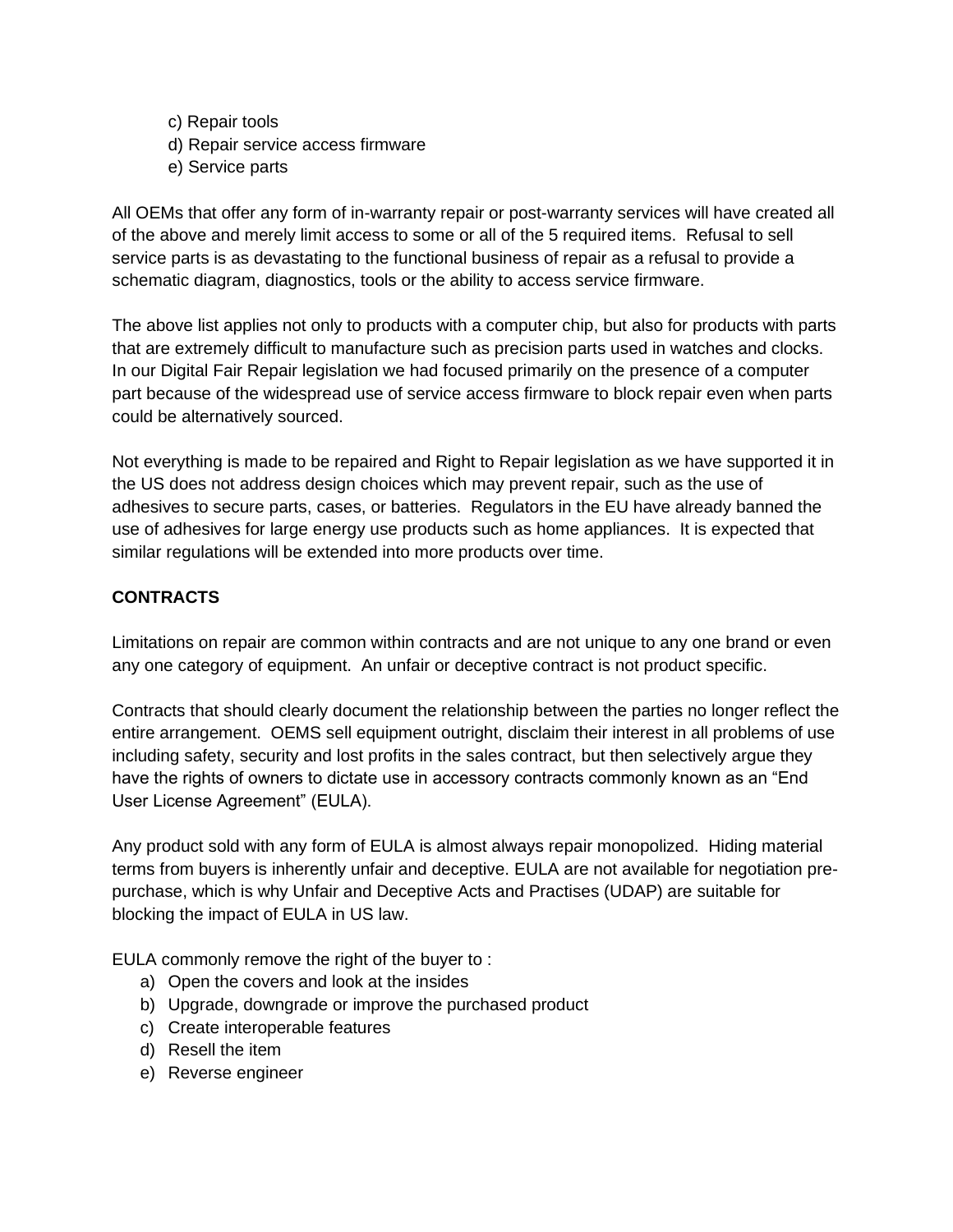c) Repair tools
d) Repair service access firmware
e) Service parts

All OEMs that offer any form of in-warranty repair or post-warranty services will have created all of the above and merely limit access to some or all of the 5 required items. Refusal to sell service parts is as devastating to the functional business of repair as a refusal to provide a schematic diagram, diagnostics, tools or the ability to access service firmware.

The above list applies not only to products with a computer chip, but also for products with parts that are extremely difficult to manufacture such as precision parts used in watches and clocks. In our Digital Fair Repair legislation we had focused primarily on the presence of a computer part because of the widespread use of service access firmware to block repair even when parts could be alternatively sourced.

Not everything is made to be repaired and Right to Repair legislation as we have supported it in the US does not address design choices which may prevent repair, such as the use of adhesives to secure parts, cases, or batteries. Regulators in the EU have already banned the use of adhesives for large energy use products such as home appliances. It is expected that similar regulations will be extended into more products over time.

**CONTRACTS**

Limitations on repair are common within contracts and are not unique to any one brand or even any one category of equipment. An unfair or deceptive contract is not product specific.

Contracts that should clearly document the relationship between the parties no longer reflect the entire arrangement. OEMS sell equipment outright, disclaim their interest in all problems of use including safety, security and lost profits in the sales contract, but then selectively argue they have the rights of owners to dictate use in accessory contracts commonly known as an "End User License Agreement" (EULA).

Any product sold with any form of EULA is almost always repair monopolized. Hiding material terms from buyers is inherently unfair and deceptive. EULA are not available for negotiation pre-purchase, which is why Unfair and Deceptive Acts and Practises (UDAP) are suitable for blocking the impact of EULA in US law.

EULA commonly remove the right of the buyer to :

a) Open the covers and look at the insides
b) Upgrade, downgrade or improve the purchased product
c) Create interoperable features
d) Resell the item
e) Reverse engineer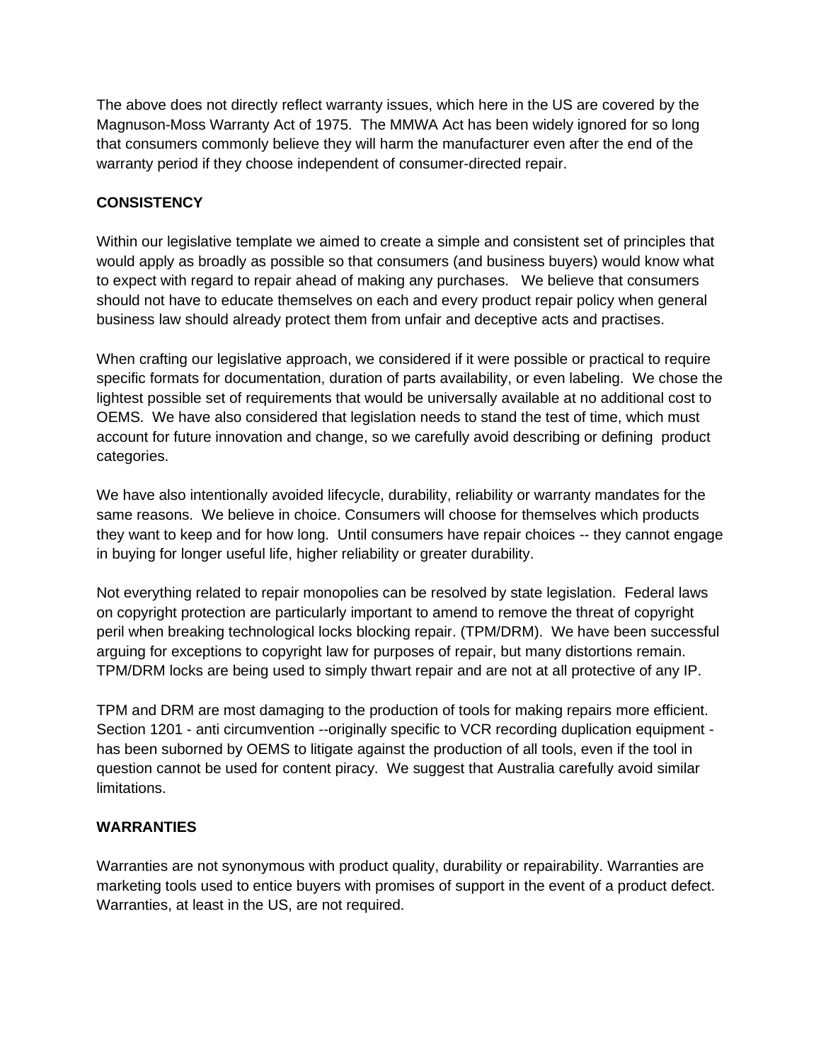The above does not directly reflect warranty issues, which here in the US are covered by the Magnuson-Moss Warranty Act of 1975. The MMWA Act has been widely ignored for so long that consumers commonly believe they will harm the manufacturer even after the end of the warranty period if they choose independent of consumer-directed repair.

**CONSISTENCY**

Within our legislative template we aimed to create a simple and consistent set of principles that would apply as broadly as possible so that consumers (and business buyers) would know what to expect with regard to repair ahead of making any purchases. We believe that consumers should not have to educate themselves on each and every product repair policy when general business law should already protect them from unfair and deceptive acts and practises.

When crafting our legislative approach, we considered if it were possible or practical to require specific formats for documentation, duration of parts availability, or even labeling. We chose the lightest possible set of requirements that would be universally available at no additional cost to OEMS. We have also considered that legislation needs to stand the test of time, which must account for future innovation and change, so we carefully avoid describing or defining product categories.

We have also intentionally avoided lifecycle, durability, reliability or warranty mandates for the same reasons. We believe in choice. Consumers will choose for themselves which products they want to keep and for how long. Until consumers have repair choices -- they cannot engage in buying for longer useful life, higher reliability or greater durability.

Not everything related to repair monopolies can be resolved by state legislation. Federal laws on copyright protection are particularly important to amend to remove the threat of copyright peril when breaking technological locks blocking repair. (TPM/DRM). We have been successful arguing for exceptions to copyright law for purposes of repair, but many distortions remain. TPM/DRM locks are being used to simply thwart repair and are not at all protective of any IP.

TPM and DRM are most damaging to the production of tools for making repairs more efficient. Section 1201 - anti circumvention --originally specific to VCR recording duplication equipment - has been suborned by OEMS to litigate against the production of all tools, even if the tool in question cannot be used for content piracy. We suggest that Australia carefully avoid similar limitations.

**WARRANTIES**

Warranties are not synonymous with product quality, durability or repairability. Warranties are marketing tools used to entice buyers with promises of support in the event of a product defect. Warranties, at least in the US, are not required.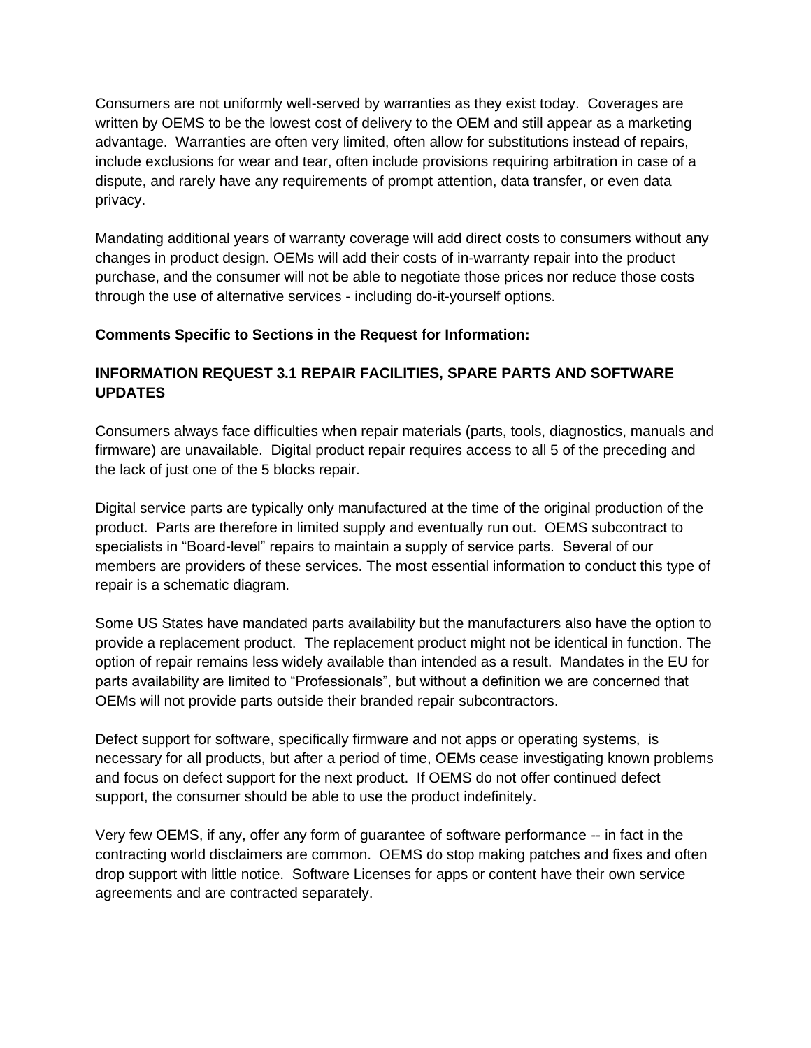Consumers are not uniformly well-served by warranties as they exist today. Coverages are written by OEMS to be the lowest cost of delivery to the OEM and still appear as a marketing advantage. Warranties are often very limited, often allow for substitutions instead of repairs, include exclusions for wear and tear, often include provisions requiring arbitration in case of a dispute, and rarely have any requirements of prompt attention, data transfer, or even data privacy.

Mandating additional years of warranty coverage will add direct costs to consumers without any changes in product design. OEMs will add their costs of in-warranty repair into the product purchase, and the consumer will not be able to negotiate those prices nor reduce those costs through the use of alternative services - including do-it-yourself options.

**Comments Specific to Sections in the Request for Information:**

**INFORMATION REQUEST 3.1 REPAIR FACILITIES, SPARE PARTS AND SOFTWARE UPDATES**

Consumers always face difficulties when repair materials (parts, tools, diagnostics, manuals and firmware) are unavailable. Digital product repair requires access to all 5 of the preceding and the lack of just one of the 5 blocks repair.

Digital service parts are typically only manufactured at the time of the original production of the product. Parts are therefore in limited supply and eventually run out. OEMS subcontract to specialists in "Board-level" repairs to maintain a supply of service parts. Several of our members are providers of these services. The most essential information to conduct this type of repair is a schematic diagram.

Some US States have mandated parts availability but the manufacturers also have the option to provide a replacement product. The replacement product might not be identical in function. The option of repair remains less widely available than intended as a result. Mandates in the EU for parts availability are limited to "Professionals", but without a definition we are concerned that OEMs will not provide parts outside their branded repair subcontractors.

Defect support for software, specifically firmware and not apps or operating systems, is necessary for all products, but after a period of time, OEMs cease investigating known problems and focus on defect support for the next product. If OEMS do not offer continued defect support, the consumer should be able to use the product indefinitely.

Very few OEMS, if any, offer any form of guarantee of software performance -- in fact in the contracting world disclaimers are common. OEMS do stop making patches and fixes and often drop support with little notice. Software Licenses for apps or content have their own service agreements and are contracted separately.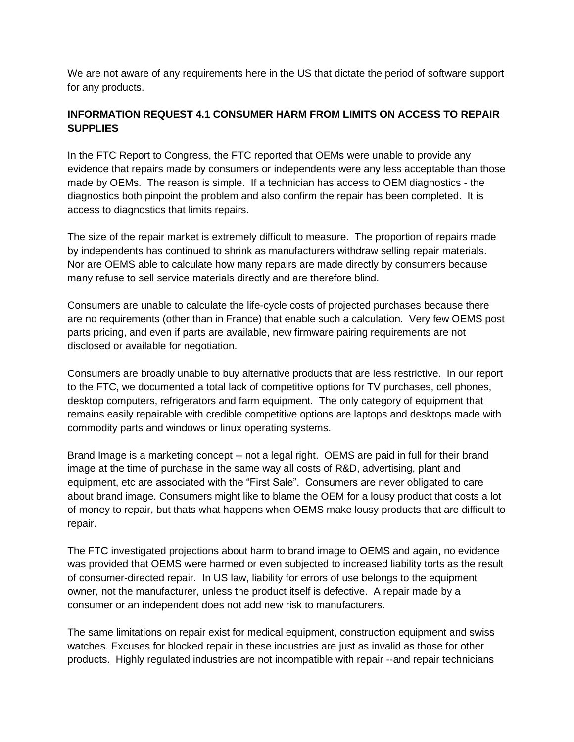We are not aware of any requirements here in the US that dictate the period of software support for any products.

**INFORMATION REQUEST 4.1 CONSUMER HARM FROM LIMITS ON ACCESS TO REPAIR SUPPLIES**

In the FTC Report to Congress, the FTC reported that OEMs were unable to provide any evidence that repairs made by consumers or independents were any less acceptable than those made by OEMs. The reason is simple. If a technician has access to OEM diagnostics - the diagnostics both pinpoint the problem and also confirm the repair has been completed. It is access to diagnostics that limits repairs.

The size of the repair market is extremely difficult to measure. The proportion of repairs made by independents has continued to shrink as manufacturers withdraw selling repair materials. Nor are OEMS able to calculate how many repairs are made directly by consumers because many refuse to sell service materials directly and are therefore blind.

Consumers are unable to calculate the life-cycle costs of projected purchases because there are no requirements (other than in France) that enable such a calculation. Very few OEMS post parts pricing, and even if parts are available, new firmware pairing requirements are not disclosed or available for negotiation.

Consumers are broadly unable to buy alternative products that are less restrictive. In our report to the FTC, we documented a total lack of competitive options for TV purchases, cell phones, desktop computers, refrigerators and farm equipment. The only category of equipment that remains easily repairable with credible competitive options are laptops and desktops made with commodity parts and windows or linux operating systems.

Brand Image is a marketing concept -- not a legal right. OEMS are paid in full for their brand image at the time of purchase in the same way all costs of R&D, advertising, plant and equipment, etc are associated with the "First Sale". Consumers are never obligated to care about brand image. Consumers might like to blame the OEM for a lousy product that costs a lot of money to repair, but thats what happens when OEMS make lousy products that are difficult to repair.

The FTC investigated projections about harm to brand image to OEMS and again, no evidence was provided that OEMS were harmed or even subjected to increased liability torts as the result of consumer-directed repair. In US law, liability for errors of use belongs to the equipment owner, not the manufacturer, unless the product itself is defective. A repair made by a consumer or an independent does not add new risk to manufacturers.

The same limitations on repair exist for medical equipment, construction equipment and swiss watches. Excuses for blocked repair in these industries are just as invalid as those for other products. Highly regulated industries are not incompatible with repair --and repair technicians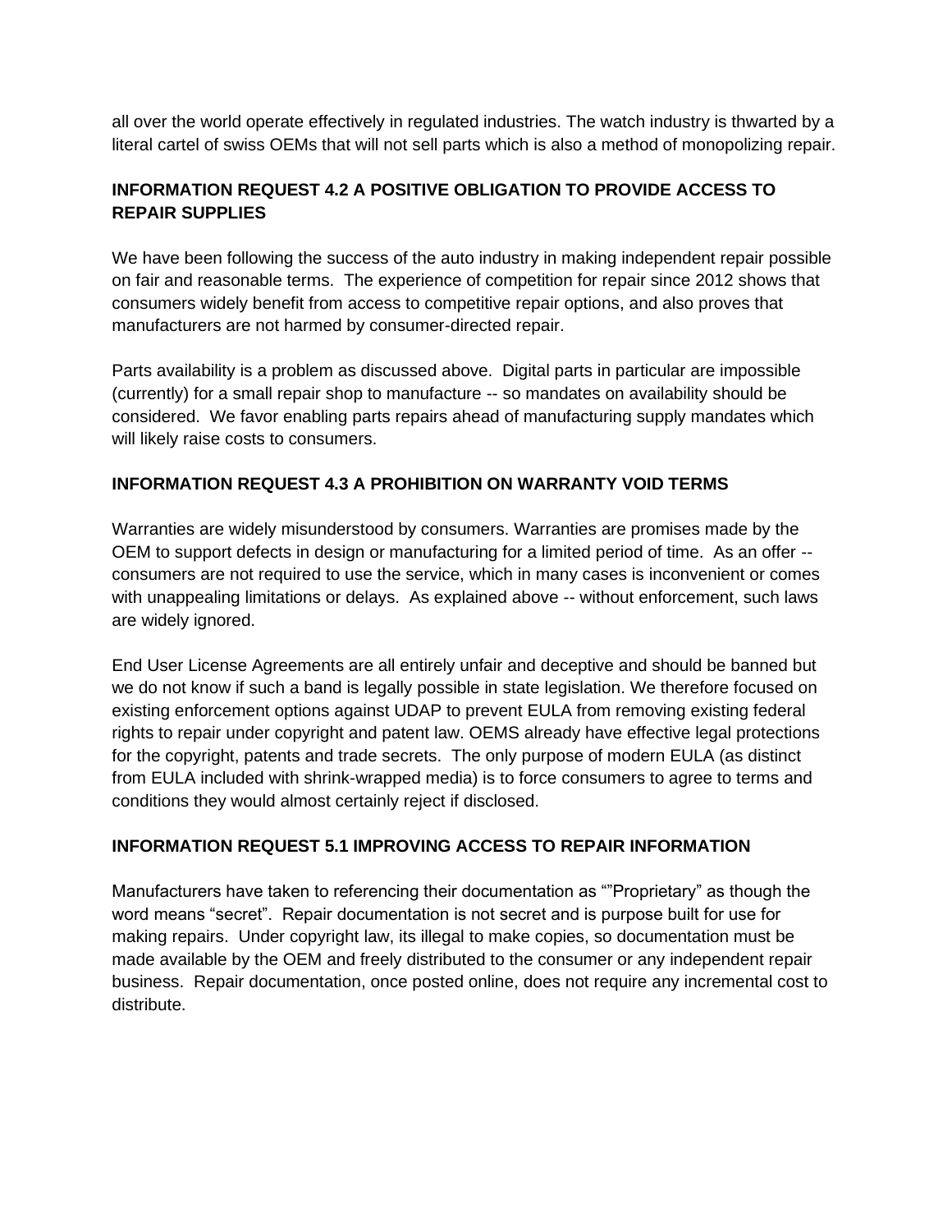all over the world operate effectively in regulated industries. The watch industry is thwarted by a literal cartel of swiss OEMs that will not sell parts which is also a method of monopolizing repair.

**INFORMATION REQUEST 4.2 A POSITIVE OBLIGATION TO PROVIDE ACCESS TO REPAIR SUPPLIES**

We have been following the success of the auto industry in making independent repair possible on fair and reasonable terms. The experience of competition for repair since 2012 shows that consumers widely benefit from access to competitive repair options, and also proves that manufacturers are not harmed by consumer-directed repair.

Parts availability is a problem as discussed above. Digital parts in particular are impossible (currently) for a small repair shop to manufacture -- so mandates on availability should be considered. We favor enabling parts repairs ahead of manufacturing supply mandates which will likely raise costs to consumers.

**INFORMATION REQUEST 4.3 A PROHIBITION ON WARRANTY VOID TERMS**

Warranties are widely misunderstood by consumers. Warranties are promises made by the OEM to support defects in design or manufacturing for a limited period of time. As an offer -- consumers are not required to use the service, which in many cases is inconvenient or comes with unappealing limitations or delays. As explained above -- without enforcement, such laws are widely ignored.

End User License Agreements are all entirely unfair and deceptive and should be banned but we do not know if such a band is legally possible in state legislation. We therefore focused on existing enforcement options against UDAP to prevent EULA from removing existing federal rights to repair under copyright and patent law. OEMS already have effective legal protections for the copyright, patents and trade secrets. The only purpose of modern EULA (as distinct from EULA included with shrink-wrapped media) is to force consumers to agree to terms and conditions they would almost certainly reject if disclosed.

**INFORMATION REQUEST 5.1 IMPROVING ACCESS TO REPAIR INFORMATION**

Manufacturers have taken to referencing their documentation as “”Proprietary” as though the word means “secret”. Repair documentation is not secret and is purpose built for use for making repairs. Under copyright law, its illegal to make copies, so documentation must be made available by the OEM and freely distributed to the consumer or any independent repair business. Repair documentation, once posted online, does not require any incremental cost to distribute.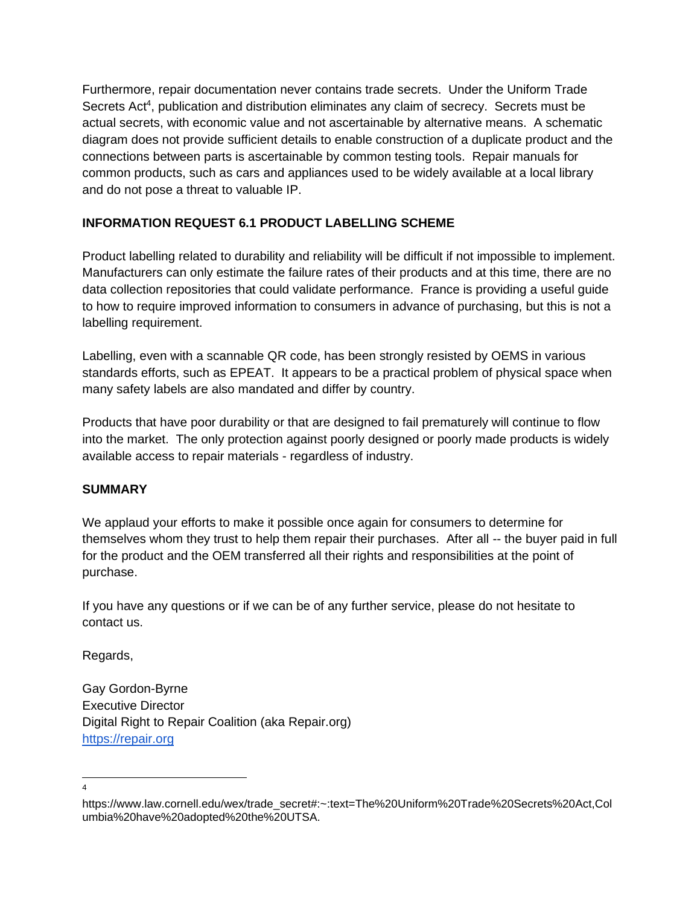Furthermore, repair documentation never contains trade secrets. Under the Uniform Trade Secrets Act[4], publication and distribution eliminates any claim of secrecy. Secrets must be actual secrets, with economic value and not ascertainable by alternative means. A schematic diagram does not provide sufficient details to enable construction of a duplicate product and the connections between parts is ascertainable by common testing tools. Repair manuals for common products, such as cars and appliances used to be widely available at a local library and do not pose a threat to valuable IP.

**INFORMATION REQUEST 6.1 PRODUCT LABELLING SCHEME**

Product labelling related to durability and reliability will be difficult if not impossible to implement. Manufacturers can only estimate the failure rates of their products and at this time, there are no data collection repositories that could validate performance. France is providing a useful guide to how to require improved information to consumers in advance of purchasing, but this is not a labelling requirement.

Labelling, even with a scannable QR code, has been strongly resisted by OEMS in various standards efforts, such as EPEAT. It appears to be a practical problem of physical space when many safety labels are also mandated and differ by country.

Products that have poor durability or that are designed to fail prematurely will continue to flow into the market. The only protection against poorly designed or poorly made products is widely available access to repair materials - regardless of industry.

**SUMMARY**

We applaud your efforts to make it possible once again for consumers to determine for themselves whom they trust to help them repair their purchases. After all -- the buyer paid in full for the product and the OEM transferred all their rights and responsibilities at the point of purchase.

If you have any questions or if we can be of any further service, please do not hesitate to contact us.

Regards,

Gay Gordon-Byrne
Executive Director
Digital Right to Repair Coalition (aka Repair.org)
[https://repair.org](https://repair.org)

---

[4] https://www.law.cornell.edu/wex/trade_secret#:~:text=The%20Uniform%20Trade%20Secrets%20Act,Columbia%20have%20adopted%20the%20UTSA.